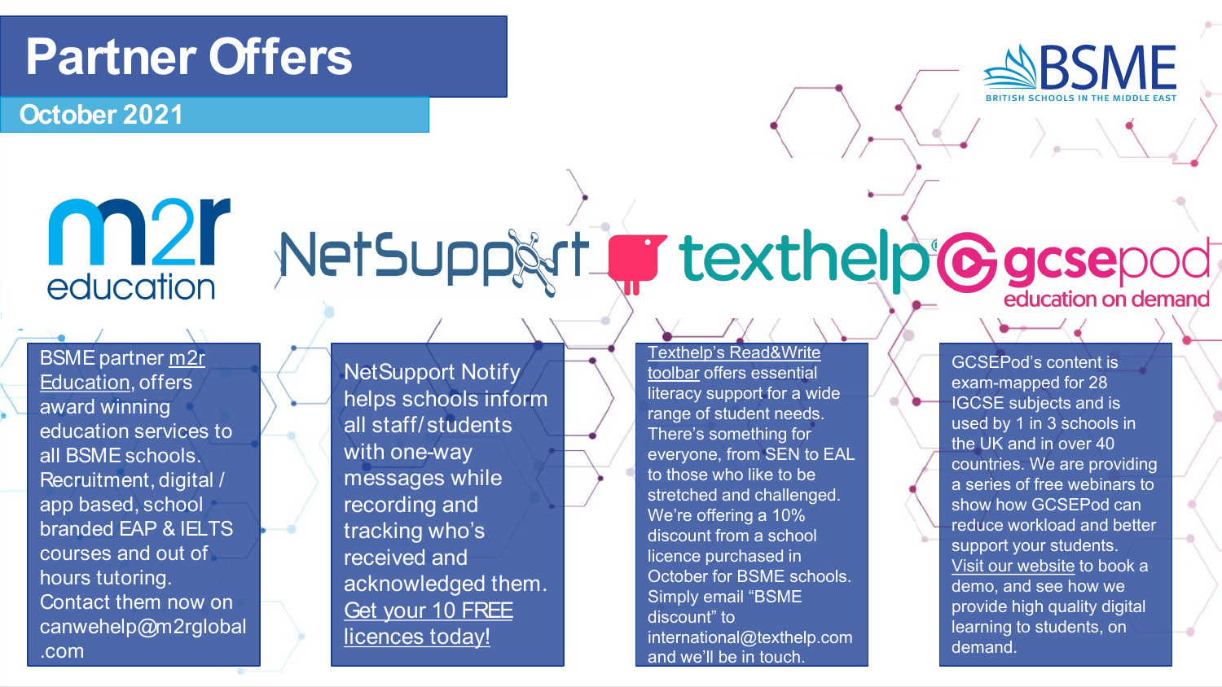# Partner Offers

## October 2021

BSME

BRITISH SCHOOLS IN THE MIDDLE EAST

m2r education

BSME partner m2r Education, offers award winning education services to all BSME schools. Recruitment, digital / app based, school branded EAP & IELTS courses and out of hours tutoring. Contact them now on canwehelp@m2rglobal.com

NetSupport

NetSupport Notify helps schools inform all staff/students with one-way messages while recording and tracking who's received and acknowledged them. Get your 10 FREE licences today!

texthelp

Texthelp's Read&Write toolbar offers essential literacy support for a wide range of student needs. There's something for everyone, from SEN to EAL to those who like to be stretched and challenged. We're offering a 10% discount from a school licence purchased in October for BSME schools. Simply email "BSME discount" to international@texthelp.com and we'll be in touch.

gcsepod education on demand

GCSEPod's content is exam-mapped for 28 IGCSE subjects and is used by 1 in 3 schools in the UK and in over 40 countries. We are providing a series of free webinars to show how GCSEPod can reduce workload and better support your students. Visit our website to book a demo, and see how we provide high quality digital learning to students, on demand.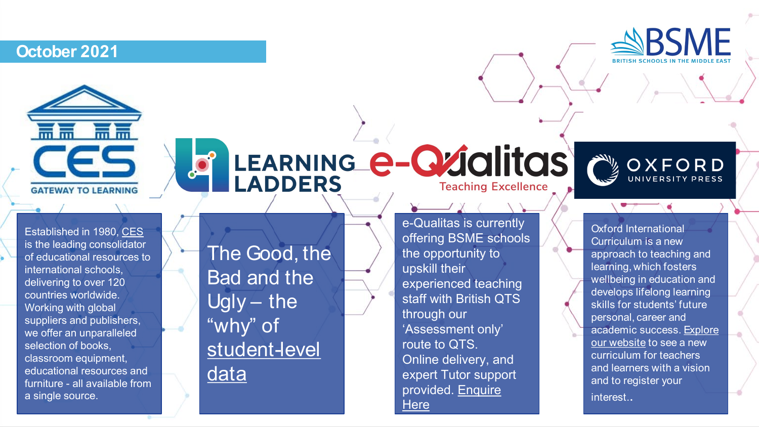October 2021

BSME
BRITISH SCHOOLS IN THE MIDDLE EAST

CES
GATEWAY TO LEARNING

Established in 1980, CES is the leading consolidator of educational resources to international schools, delivering to over 120 countries worldwide. Working with global suppliers and publishers, we offer an unparalleled selection of books, classroom equipment, educational resources and furniture - all available from a single source.

LEARNING LADDERS

The Good, the Bad and the Ugly – the "why" of student-level data

e-Qualitas
Teaching Excellence

e-Qualitas is currently offering BSME schools the opportunity to upskill their experienced teaching staff with British QTS through our 'Assessment only' route to QTS. Online delivery, and expert Tutor support provided. Enquire Here

OXFORD
UNIVERSITY PRESS

Oxford International Curriculum is a new approach to teaching and learning, which fosters wellbeing in education and develops lifelong learning skills for students' future personal, career and academic success. Explore our website to see a new curriculum for teachers and learners with a vision and to register your interest..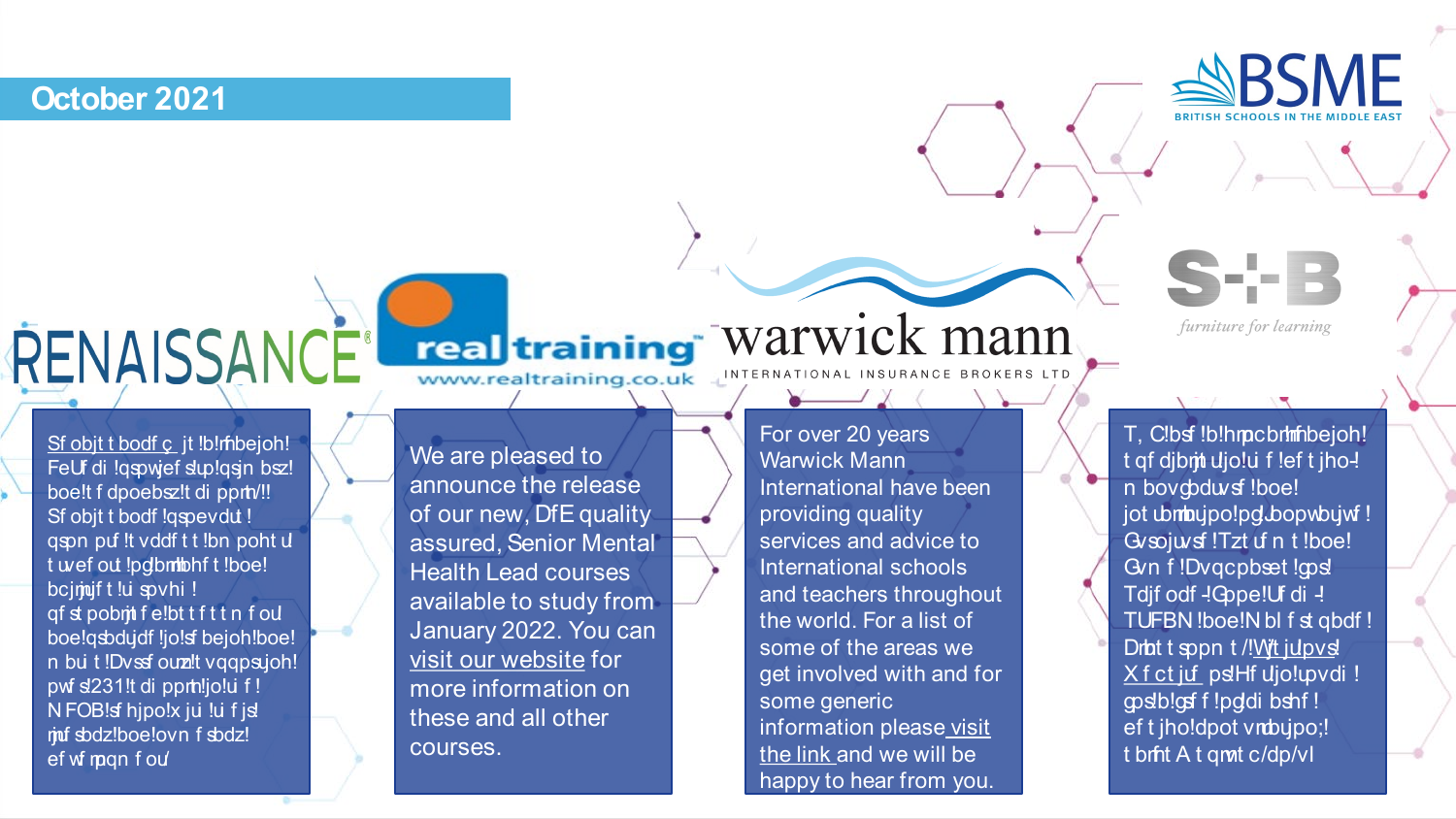## October 2021

Sf objt t bodf ç jt !b!mbejoh! FeUf di !qspwjef sup!qsjn bsz! boe!t f dpoebsz!t di ppm/!! Sf objt t bodf !qspevdut ! qspn puf !t vddf t t !bn poht u t uvef out !pg!bmmbhf t !boe! bcjmjujf t !ui spvhi ! qf st pobmjt f e!bt t f t t n f ou boe!qsbdujdf !jo!sf bejoh!boe! n bui t !Dvssf ouzh!t vqqpsujoh! pwf s!231!t di ppm!jo!ui f ! N FOB!sf hjpo!x jui !ui f jsl mjuf sbdz!boe!ovn f sbdz! ef wf mpqn f ou

We are pleased to announce the release of our new, DfE quality assured, Senior Mental Health Lead courses available to study from January 2022. You can visit our website for more information on these and all other courses.

For over 20 years Warwick Mann International have been providing quality services and advice to International schools and teachers throughout the world. For a list of some of the areas we get involved with and for some generic information please visit the link and we will be happy to hear from you.

T, C!bsf !b!hmpcbm!mfbejoh! t qf djbmjt u!jo!ui f !ef t jho-! n bovgbduvsf !boe! jot ubmmbujpo!pg!bopwbujwf ! Gvsojuvsf !Tzt uf n t !boe! Gvn f !Dvqcpbset !gps! Tdjf odf -!Gppe!Uf di -! TUFBN !boe!N bl f st qbdf ! Dmbt t sppn t /!Wjt ju!pvs! Xf ct juf ps!Hf u!jo!upvdi ! gps!b!gsf f !pgdi bshf ! ef t jho!dpot vmubujpo;! t bmft A t qmt c/dp/vl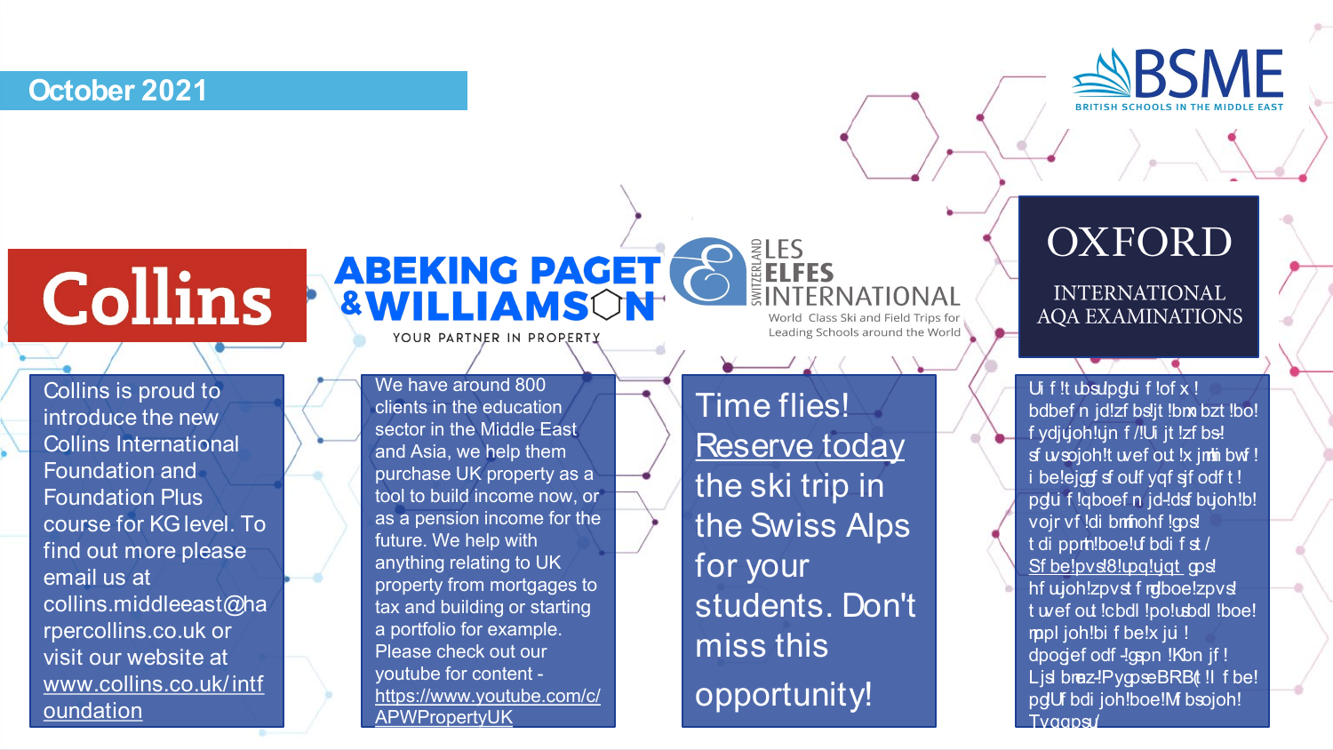October 2021

BSME

BRITISH SCHOOLS IN THE MIDDLE EAST

## Collins

Collins is proud to introduce the new Collins International Foundation and Foundation Plus course for KG level. To find out more please email us at collins.middleeast@harpercollins.co.uk or visit our website at www.collins.co.uk/intfoundation

## ABEKING PAGET & WILLIAMSON

YOUR PARTNER IN PROPERTY

We have around 800 clients in the education sector in the Middle East and Asia, we help them purchase UK property as a tool to build income now, or as a pension income for the future. We help with anything relating to UK property from mortgages to tax and building or starting a portfolio for example. Please check out our youtube for content - https://www.youtube.com/c/APWPropertyUK

## LES ELFES INTERNATIONAL

SWITZERLAND

World Class Ski and Field Trips for Leading Schools around the World

Time flies! Reserve today the ski trip in the Swiss Alps for your students. Don't miss this opportunity!

## OXFORD INTERNATIONAL AQA EXAMINATIONS

Ui f !t ubsUpgUi f !of x ! bdbef n jd!zf bsljt !bmx bzt !bo! f ydjujoh!ujn f /!Ui jt !zf bs! sf uvsojoh!t uvef out !x jmi bwf ! i be!ejggf sf oul yqf sjf odf t ! pgu f !qboef n jd-!dsf bujoh!b! vojr vf !di bmfohf !gps! t di ppm!boe!uf bdi f st / Sf be!pvs!8!upq!ujqt gps! hf ujoh!zpvst f mgboe!zpvs! t uvef out !cbdl !po!usbdl !boe! mpl joh!bi f be!x ju ! dpogjef odf -!gspn !Kbn jf ! Ljsl bmez-!PygpseBRB(!I f be! pgUf bdi joh!boe!Mf bsojoh! Tvqqpsu/